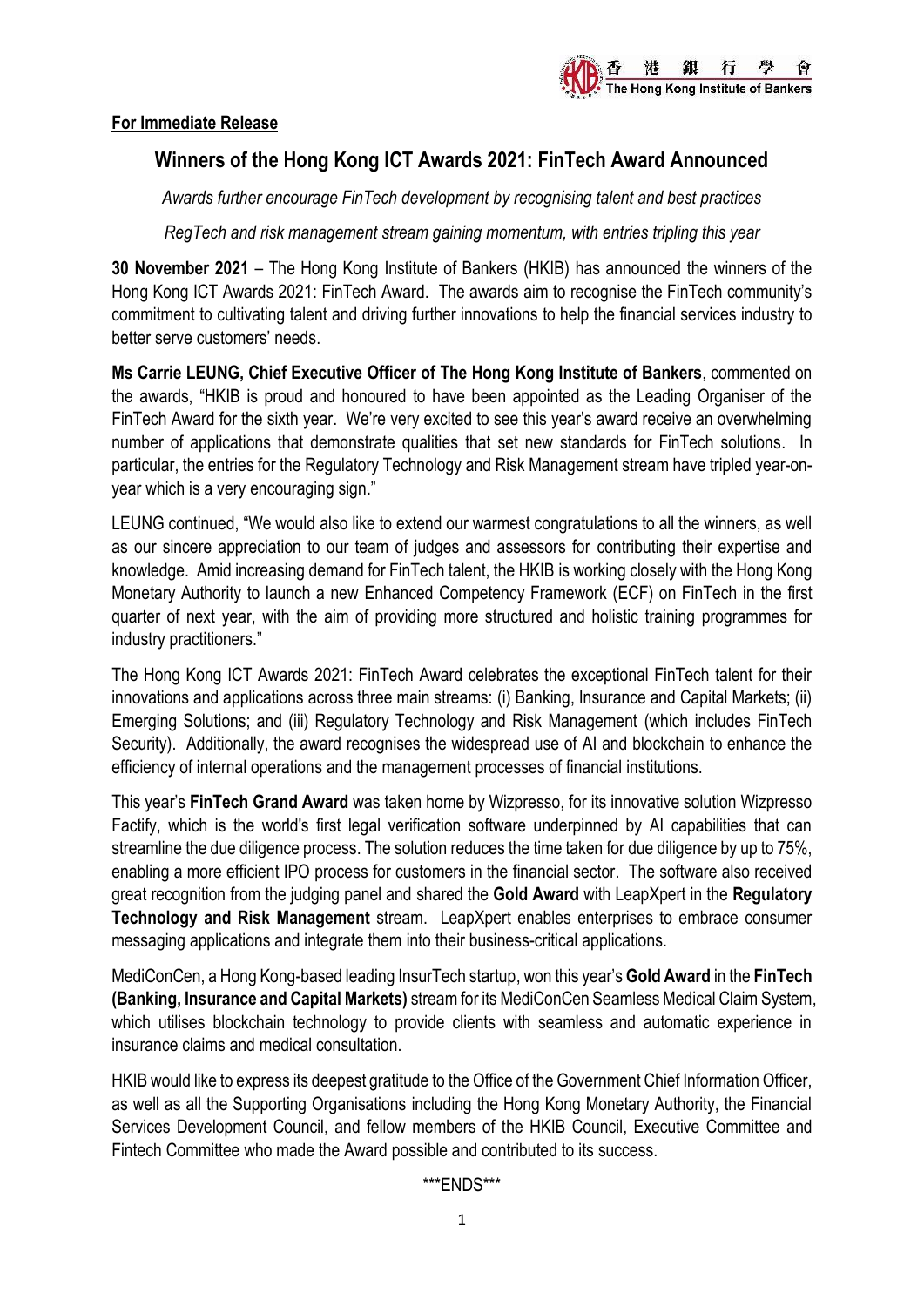**For Immediate Release**

# Winners of the Hong Kong ICT Awards 2021: FinTech Award Announced

*Awards further encourage FinTech development by recognising talent and best practices*

*RegTech and risk management stream gaining momentum, with entries tripling this year*

**30 November 2021** – The Hong Kong Institute of Bankers (HKIB) has announced the winners of the Hong Kong ICT Awards 2021: FinTech Award. The awards aim to recognise the FinTech community's commitment to cultivating talent and driving further innovations to help the financial services industry to better serve customers' needs.

**Ms Carrie LEUNG, Chief Executive Officer of The Hong Kong Institute of Bankers**, commented on the awards, "HKIB is proud and honoured to have been appointed as the Leading Organiser of the FinTech Award for the sixth year. We're very excited to see this year's award receive an overwhelming number of applications that demonstrate qualities that set new standards for FinTech solutions. In particular, the entries for the Regulatory Technology and Risk Management stream have tripled year-on-year which is a very encouraging sign."

LEUNG continued, "We would also like to extend our warmest congratulations to all the winners, as well as our sincere appreciation to our team of judges and assessors for contributing their expertise and knowledge. Amid increasing demand for FinTech talent, the HKIB is working closely with the Hong Kong Monetary Authority to launch a new Enhanced Competency Framework (ECF) on FinTech in the first quarter of next year, with the aim of providing more structured and holistic training programmes for industry practitioners."

The Hong Kong ICT Awards 2021: FinTech Award celebrates the exceptional FinTech talent for their innovations and applications across three main streams: (i) Banking, Insurance and Capital Markets; (ii) Emerging Solutions; and (iii) Regulatory Technology and Risk Management (which includes FinTech Security). Additionally, the award recognises the widespread use of AI and blockchain to enhance the efficiency of internal operations and the management processes of financial institutions.

This year's **FinTech Grand Award** was taken home by Wizpresso, for its innovative solution Wizpresso Factify, which is the world's first legal verification software underpinned by AI capabilities that can streamline the due diligence process. The solution reduces the time taken for due diligence by up to 75%, enabling a more efficient IPO process for customers in the financial sector. The software also received great recognition from the judging panel and shared the **Gold Award** with LeapXpert in the **Regulatory Technology and Risk Management** stream. LeapXpert enables enterprises to embrace consumer messaging applications and integrate them into their business-critical applications.

MediConCen, a Hong Kong-based leading InsurTech startup, won this year's **Gold Award** in the **FinTech (Banking, Insurance and Capital Markets)** stream for its MediConCen Seamless Medical Claim System, which utilises blockchain technology to provide clients with seamless and automatic experience in insurance claims and medical consultation.

HKIB would like to express its deepest gratitude to the Office of the Government Chief Information Officer, as well as all the Supporting Organisations including the Hong Kong Monetary Authority, the Financial Services Development Council, and fellow members of the HKIB Council, Executive Committee and Fintech Committee who made the Award possible and contributed to its success.

\*\*\*ENDS\*\*\*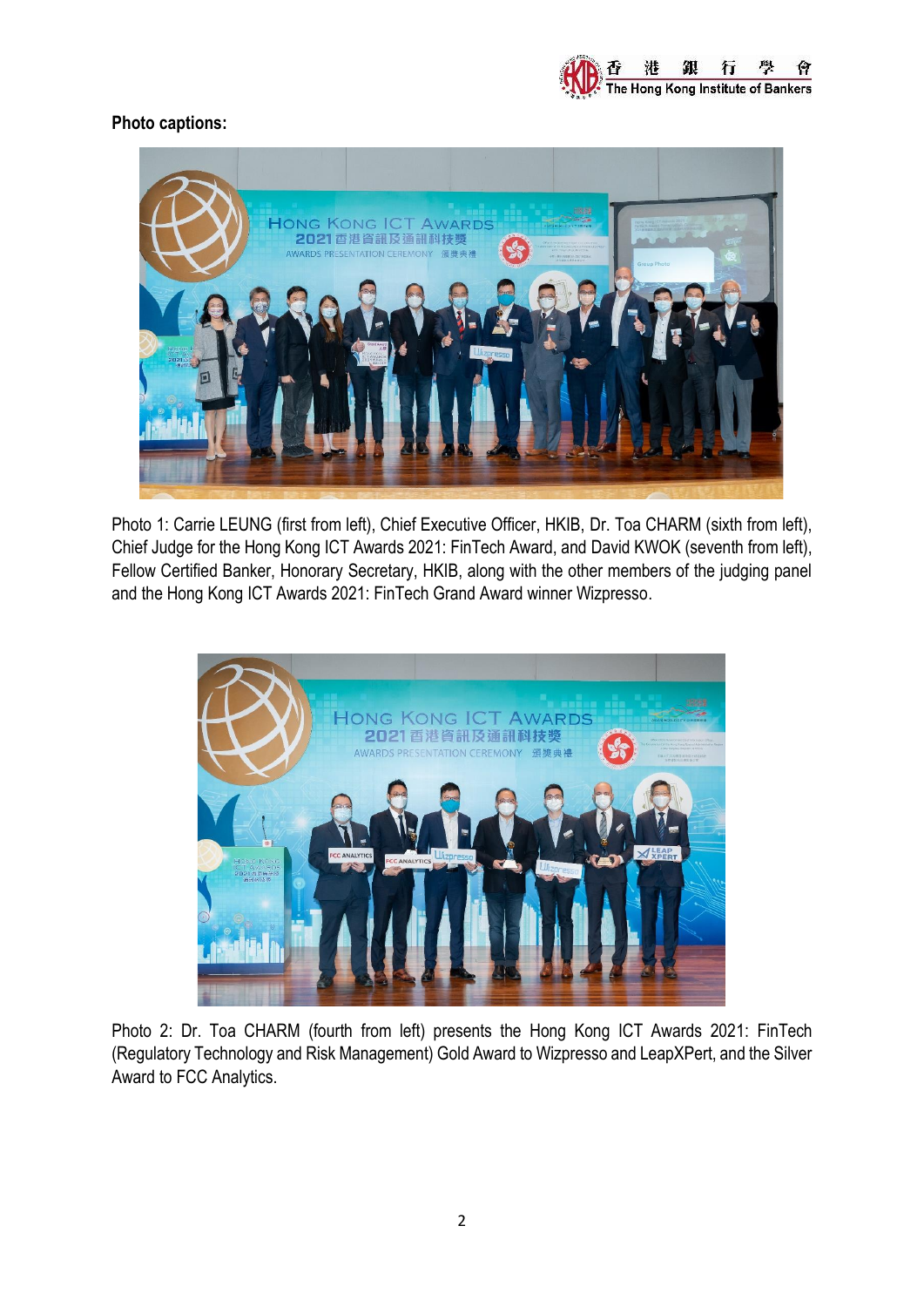**Photo captions:**

Photo 1: Carrie LEUNG (first from left), Chief Executive Officer, HKIB, Dr. Toa CHARM (sixth from left), Chief Judge for the Hong Kong ICT Awards 2021: FinTech Award, and David KWOK (seventh from left), Fellow Certified Banker, Honorary Secretary, HKIB, along with the other members of the judging panel and the Hong Kong ICT Awards 2021: FinTech Grand Award winner Wizpresso.

Photo 2: Dr. Toa CHARM (fourth from left) presents the Hong Kong ICT Awards 2021: FinTech (Regulatory Technology and Risk Management) Gold Award to Wizpresso and LeapXPert, and the Silver Award to FCC Analytics.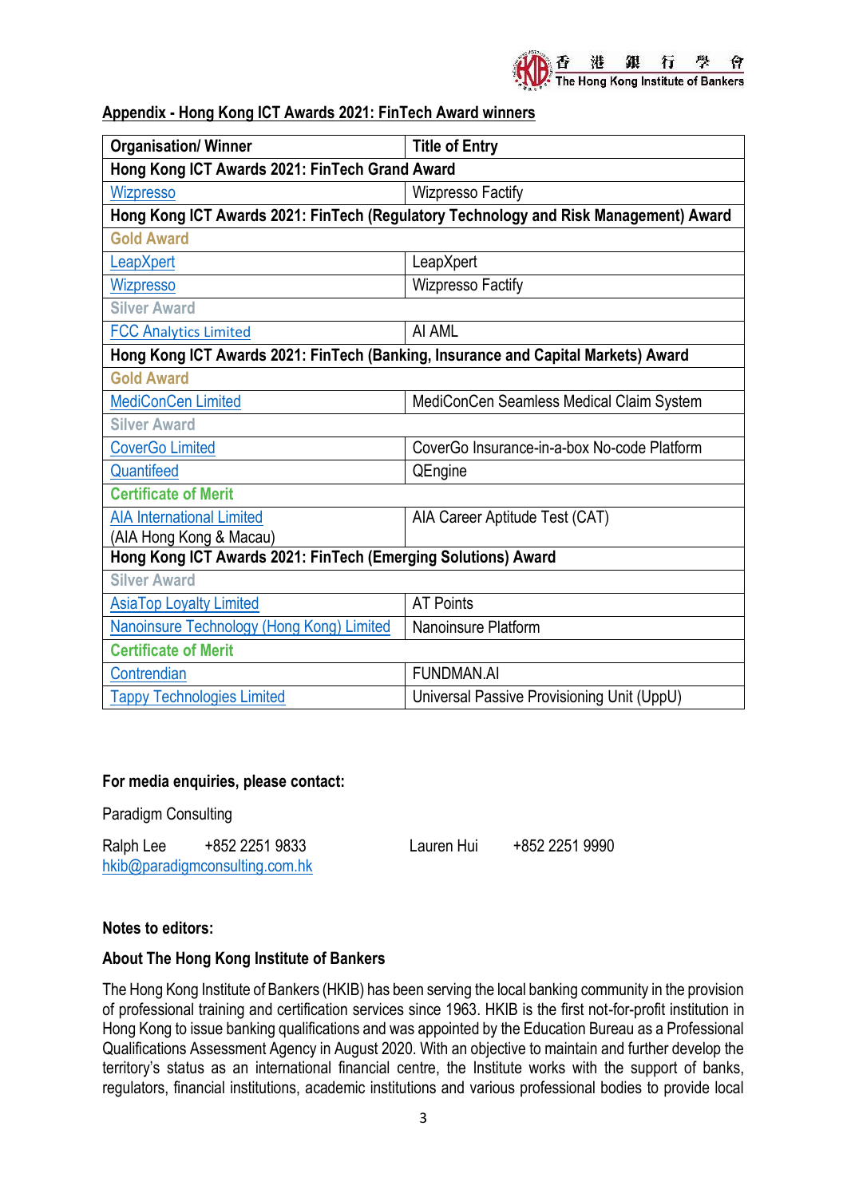**Appendix - Hong Kong ICT Awards 2021: FinTech Award winners**

| Organisation/ Winner | Title of Entry |
|---|---|
| **Hong Kong ICT Awards 2021: FinTech Grand Award** | |
| Wizpresso | Wizpresso Factify |
| **Hong Kong ICT Awards 2021: FinTech (Regulatory Technology and Risk Management) Award** | |
| **Gold Award** | |
| LeapXpert | LeapXpert |
| Wizpresso | Wizpresso Factify |
| **Silver Award** | |
| FCC Analytics Limited | AI AML |
| **Hong Kong ICT Awards 2021: FinTech (Banking, Insurance and Capital Markets) Award** | |
| **Gold Award** | |
| MediConCen Limited | MediConCen Seamless Medical Claim System |
| **Silver Award** | |
| CoverGo Limited | CoverGo Insurance-in-a-box No-code Platform |
| Quantifeed | QEngine |
| **Certificate of Merit** | |
| AIA International Limited (AIA Hong Kong & Macau) | AIA Career Aptitude Test (CAT) |
| **Hong Kong ICT Awards 2021: FinTech (Emerging Solutions) Award** | |
| **Silver Award** | |
| AsiaTop Loyalty Limited | AT Points |
| Nanoinsure Technology (Hong Kong) Limited | Nanoinsure Platform |
| **Certificate of Merit** | |
| Contrendian | FUNDMAN.AI |
| Tappy Technologies Limited | Universal Passive Provisioning Unit (UppU) |

**For media enquiries, please contact:**

Paradigm Consulting

Ralph Lee +852 2251 9833    Lauren Hui +852 2251 9990
hkib@paradigmconsulting.com.hk

**Notes to editors:**

**About The Hong Kong Institute of Bankers**

The Hong Kong Institute of Bankers (HKIB) has been serving the local banking community in the provision of professional training and certification services since 1963. HKIB is the first not-for-profit institution in Hong Kong to issue banking qualifications and was appointed by the Education Bureau as a Professional Qualifications Assessment Agency in August 2020. With an objective to maintain and further develop the territory's status as an international financial centre, the Institute works with the support of banks, regulators, financial institutions, academic institutions and various professional bodies to provide local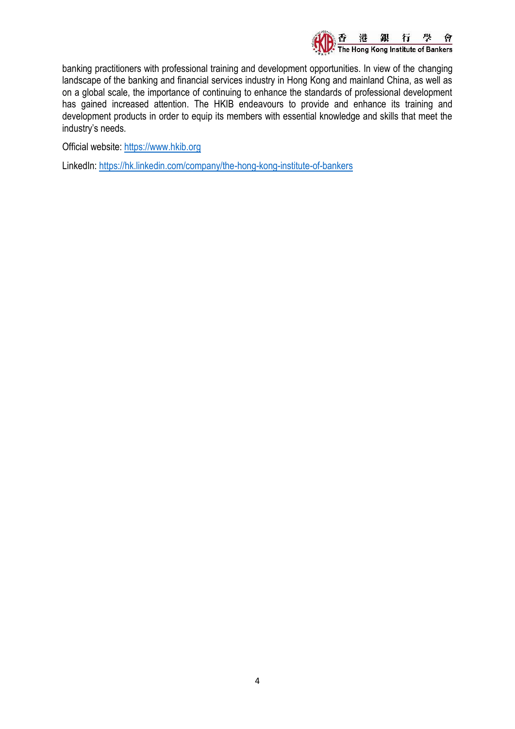banking practitioners with professional training and development opportunities. In view of the changing landscape of the banking and financial services industry in Hong Kong and mainland China, as well as on a global scale, the importance of continuing to enhance the standards of professional development has gained increased attention. The HKIB endeavours to provide and enhance its training and development products in order to equip its members with essential knowledge and skills that meet the industry's needs.

Official website: https://www.hkib.org

LinkedIn: https://hk.linkedin.com/company/the-hong-kong-institute-of-bankers